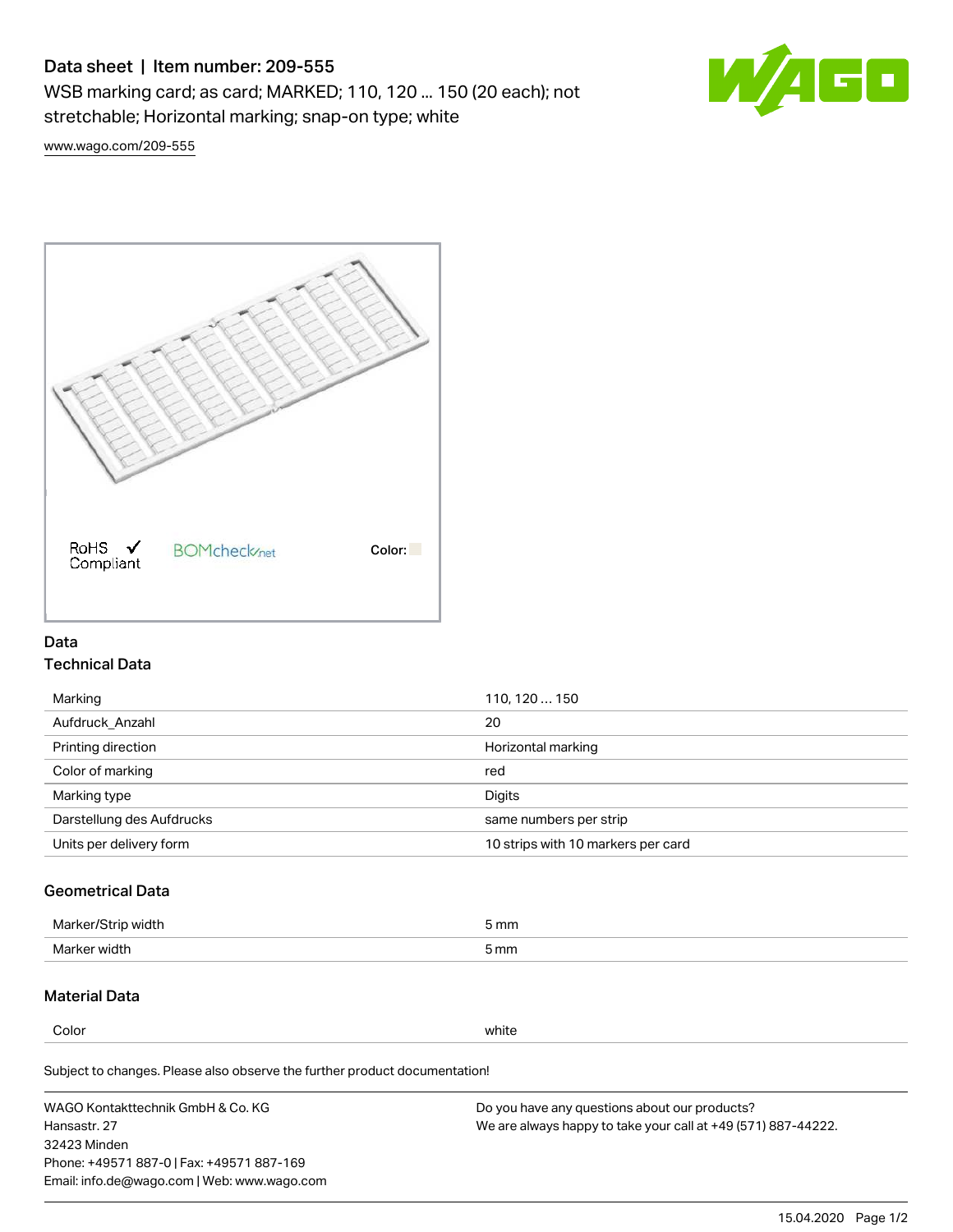# Data sheet | Item number: 209-555

WSB marking card; as card; MARKED; 110, 120 ... 150 (20 each); not stretchable; Horizontal marking; snap-on type; white

www.wago.com/209-555

RoHS Compliant

BOMcheck.net

Color:

## Data

### Technical Data

| | |
|---|---|
| Marking | 110, 120 ... 150 |
| Aufdruck_Anzahl | 20 |
| Printing direction | Horizontal marking |
| Color of marking | red |
| Marking type | Digits |
| Darstellung des Aufdrucks | same numbers per strip |
| Units per delivery form | 10 strips with 10 markers per card |

### Geometrical Data

| | |
|---|---|
| Marker/Strip width | 5 mm |
| Marker width | 5 mm |

### Material Data

| | |
|---|---|
| Color | white |

Subject to changes. Please also observe the further product documentation!

WAGO Kontakttechnik GmbH & Co. KG
Hansastr. 27
32423 Minden
Phone: +49571 887-0 | Fax: +49571 887-169
Email: info.de@wago.com | Web: www.wago.com

Do you have any questions about our products?
We are always happy to take your call at +49 (571) 887-44222.

15.04.2020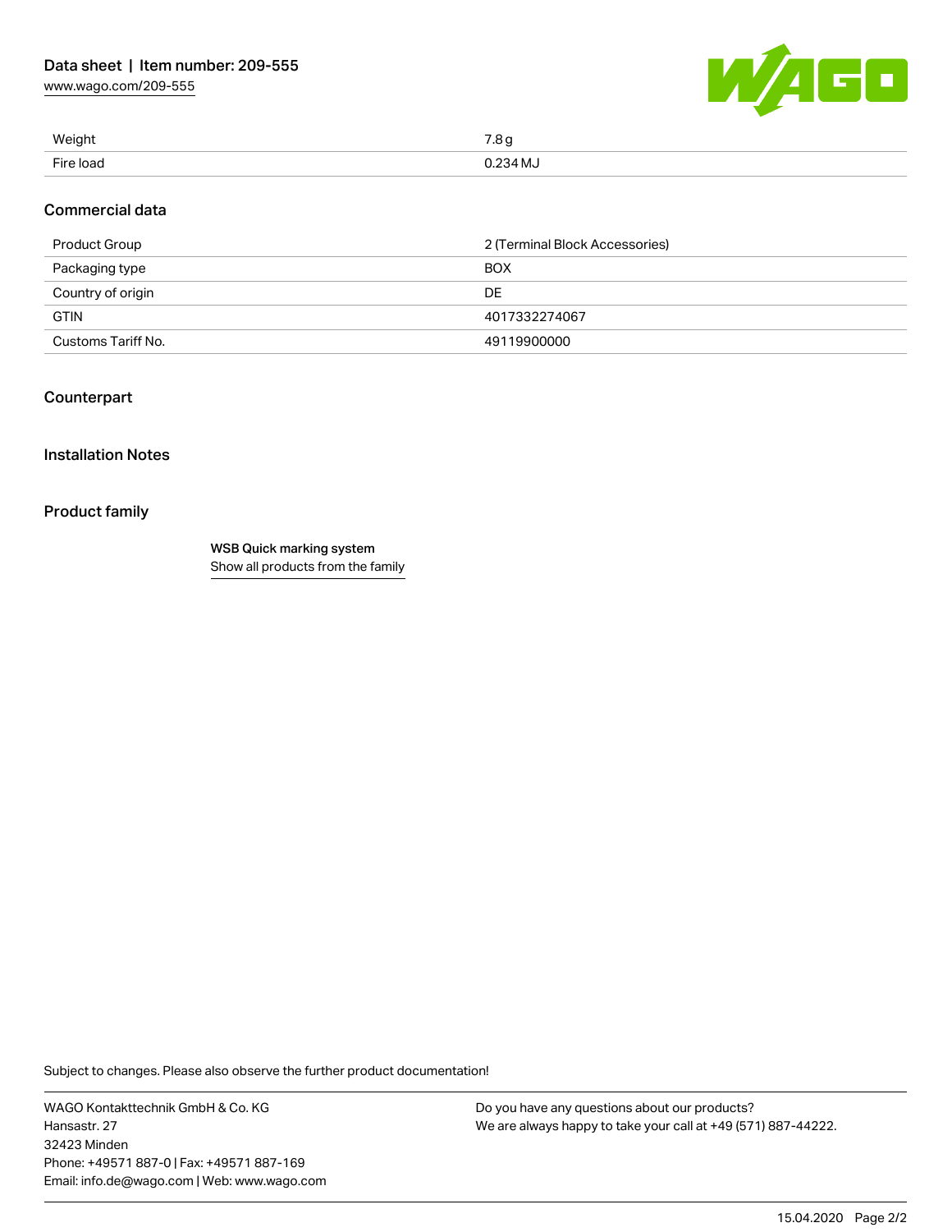| | |
|---|---|
| Weight | 7.8 g |
| Fire load | 0.234 MJ |

## Commercial data

| | |
|---|---|
| Product Group | 2 (Terminal Block Accessories) |
| Packaging type | BOX |
| Country of origin | DE |
| GTIN | 4017332274067 |
| Customs Tariff No. | 49119900000 |

## Counterpart

## Installation Notes

## Product family

**WSB Quick marking system**
Show all products from the family

Subject to changes. Please also observe the further product documentation!

WAGO Kontakttechnik GmbH & Co. KG
Hansastr. 27
32423 Minden
Phone: +49571 887-0 | Fax: +49571 887-169
Email: info.de@wago.com | Web: www.wago.com

Do you have any questions about our products?
We are always happy to take your call at +49 (571) 887-44222.